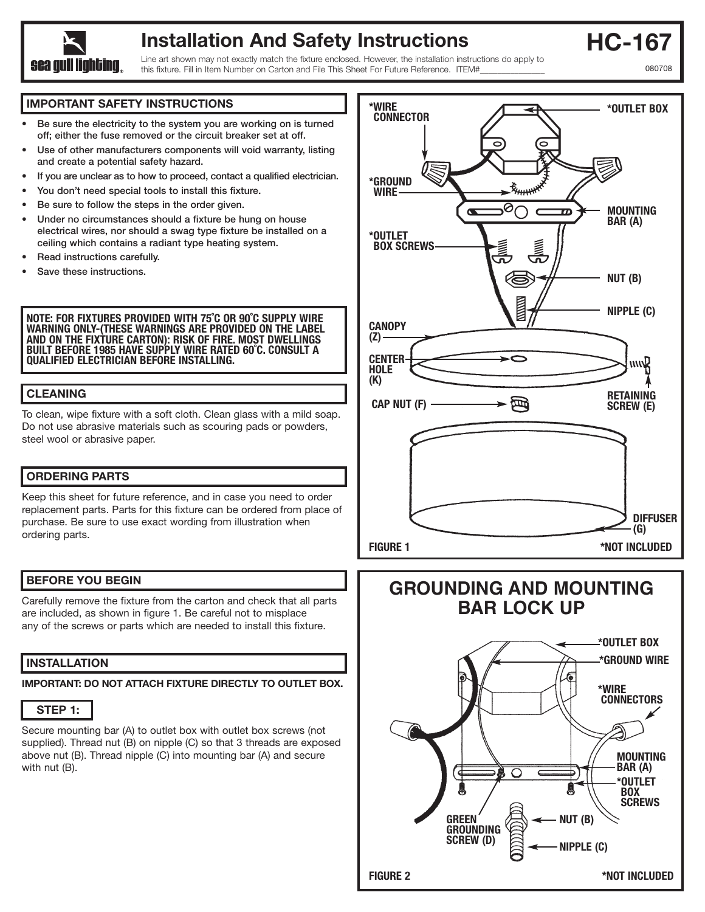# Installation And Safety Instructions

# HC-167

Line art shown may not exactly match the fixture enclosed. However, the installation instructions do apply to this fixture. Fill in Item Number on Carton and File This Sheet For Future Reference. ITEM#______________

080708

## IMPORTANT SAFETY INSTRUCTIONS

- Be sure the electricity to the system you are working on is turned off; either the fuse removed or the circuit breaker set at off.
- Use of other manufacturers components will void warranty, listing and create a potential safety hazard.
- If you are unclear as to how to proceed, contact a qualified electrician.
- You don't need special tools to install this fixture.
- Be sure to follow the steps in the order given.
- Under no circumstances should a fixture be hung on house electrical wires, nor should a swag type fixture be installed on a ceiling which contains a radiant type heating system.
- Read instructions carefully.
- Save these instructions.

**NOTE: FOR FIXTURES PROVIDED WITH 75˚C OR 90˚C SUPPLY WIRE WARNING ONLY-(THESE WARNINGS ARE PROVIDED ON THE LABEL AND ON THE FIXTURE CARTON): RISK OF FIRE. MOST DWELLINGS BUILT BEFORE 1985 HAVE SUPPLY WIRE RATED 60˚C. CONSULT A QUALIFIED ELECTRICIAN BEFORE INSTALLING.**

## CLEANING

To clean, wipe fixture with a soft cloth. Clean glass with a mild soap. Do not use abrasive materials such as scouring pads or powders, steel wool or abrasive paper.

## ORDERING PARTS

Keep this sheet for future reference, and in case you need to order replacement parts. Parts for this fixture can be ordered from place of purchase. Be sure to use exact wording from illustration when ordering parts.

## BEFORE YOU BEGIN

Carefully remove the fixture from the carton and check that all parts are included, as shown in figure 1. Be careful not to misplace any of the screws or parts which are needed to install this fixture.

## INSTALLATION

**IMPORTANT: DO NOT ATTACH FIXTURE DIRECTLY TO OUTLET BOX.**

### STEP 1:

Secure mounting bar (A) to outlet box with outlet box screws (not supplied). Thread nut (B) on nipple (C) so that 3 threads are exposed above nut (B). Thread nipple (C) into mounting bar (A) and secure with nut (B).

*WIRE CONNECTOR, *OUTLET BOX, *GROUND WIRE, MOUNTING BAR (A), *OUTLET BOX SCREWS, NUT (B), NIPPLE (C), CANOPY (Z), CENTER HOLE (K), RETAINING SCREW (E), CAP NUT (F), DIFFUSER (G)

FIGURE 1 *NOT INCLUDED

## GROUNDING AND MOUNTING BAR LOCK UP

*OUTLET BOX, *GROUND WIRE, *WIRE CONNECTORS, MOUNTING BAR (A), *OUTLET BOX SCREWS, NUT (B), GREEN GROUNDING SCREW (D), NIPPLE (C)

FIGURE 2 *NOT INCLUDED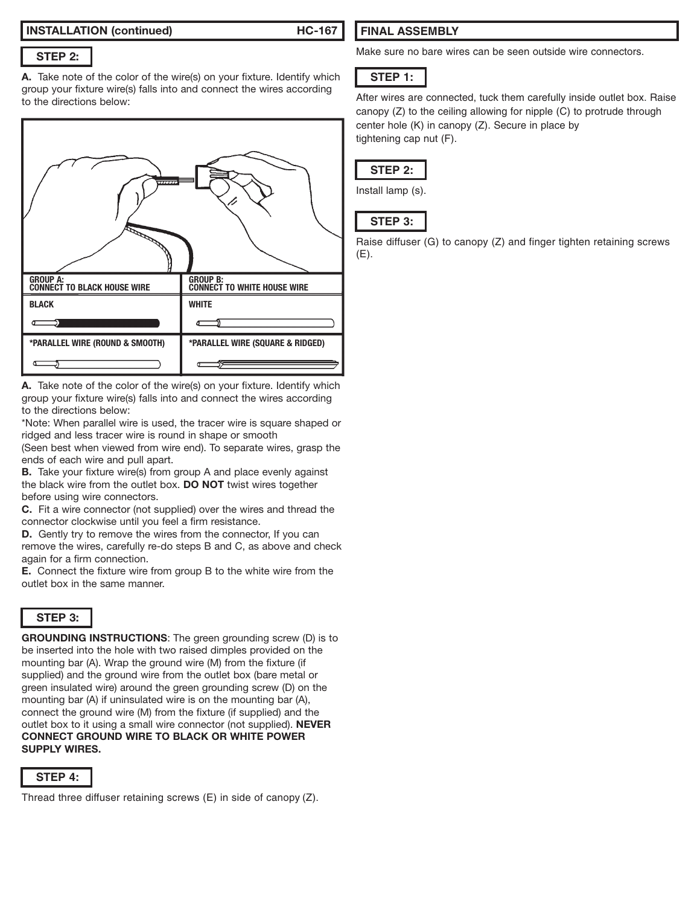## INSTALLATION (continued) HC-167

### STEP 2:

**A.** Take note of the color of the wire(s) on your fixture. Identify which group your fixture wire(s) falls into and connect the wires according to the directions below:

| GROUP A: CONNECT TO BLACK HOUSE WIRE | GROUP B: CONNECT TO WHITE HOUSE WIRE |
|---|---|
| BLACK | WHITE |
| *PARALLEL WIRE (ROUND & SMOOTH) | *PARALLEL WIRE (SQUARE & RIDGED) |

**A.** Take note of the color of the wire(s) on your fixture. Identify which group your fixture wire(s) falls into and connect the wires according to the directions below:

*Note: When parallel wire is used, the tracer wire is square shaped or ridged and less tracer wire is round in shape or smooth (Seen best when viewed from wire end). To separate wires, grasp the ends of each wire and pull apart.

**B.** Take your fixture wire(s) from group A and place evenly against the black wire from the outlet box. **DO NOT** twist wires together before using wire connectors.

**C.** Fit a wire connector (not supplied) over the wires and thread the connector clockwise until you feel a firm resistance.

**D.** Gently try to remove the wires from the connector, If you can remove the wires, carefully re-do steps B and C, as above and check again for a firm connection.

**E.** Connect the fixture wire from group B to the white wire from the outlet box in the same manner.

### STEP 3:

**GROUNDING INSTRUCTIONS**: The green grounding screw (D) is to be inserted into the hole with two raised dimples provided on the mounting bar (A). Wrap the ground wire (M) from the fixture (if supplied) and the ground wire from the outlet box (bare metal or green insulated wire) around the green grounding screw (D) on the mounting bar (A) if uninsulated wire is on the mounting bar (A), connect the ground wire (M) from the fixture (if supplied) and the outlet box to it using a small wire connector (not supplied). **NEVER CONNECT GROUND WIRE TO BLACK OR WHITE POWER SUPPLY WIRES.**

### STEP 4:

Thread three diffuser retaining screws (E) in side of canopy (Z).

## FINAL ASSEMBLY

Make sure no bare wires can be seen outside wire connectors.

### STEP 1:

After wires are connected, tuck them carefully inside outlet box. Raise canopy (Z) to the ceiling allowing for nipple (C) to protrude through center hole (K) in canopy (Z). Secure in place by tightening cap nut (F).

### STEP 2:

Install lamp (s).

### STEP 3:

Raise diffuser (G) to canopy (Z) and finger tighten retaining screws (E).